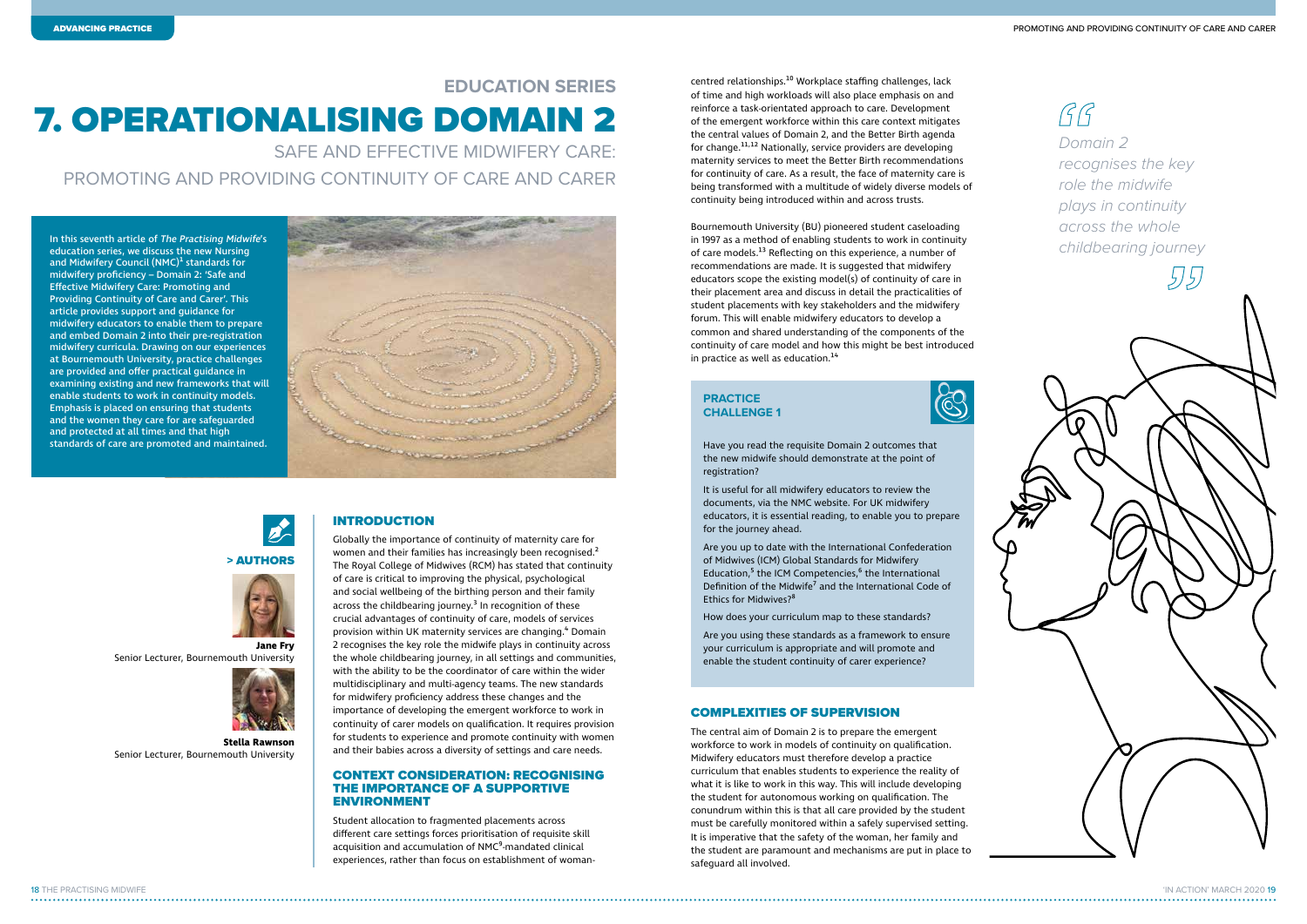## EDUCATION SERIES

# 7. OPERATIONALISING DOMAIN 2

## SAFE AND EFFECTIVE MIDWIFERY CARE: PROMOTING AND PROVIDING CONTINUITY OF CARE AND CARER

In this seventh article of *The Practising Midwife*'s education series, we discuss the new Nursing and Midwifery Council (NMC)[1] standards for midwifery proficiency – Domain 2: 'Safe and Effective Midwifery Care: Promoting and Providing Continuity of Care and Carer'. This article provides support and guidance for midwifery educators to enable them to prepare and embed Domain 2 into their pre-registration midwifery curricula. Drawing on our experiences at Bournemouth University, practice challenges are provided and offer practical guidance in examining existing and new frameworks that will enable students to work in continuity models. Emphasis is placed on ensuring that students and the women they care for are safeguarded and protected at all times and that high standards of care are promoted and maintained.

**> AUTHORS**

**Jane Fry**
Senior Lecturer, Bournemouth University

**Stella Rawnson**
Senior Lecturer, Bournemouth University

### INTRODUCTION

Globally the importance of continuity of maternity care for women and their families has increasingly been recognised.[2] The Royal College of Midwives (RCM) has stated that continuity of care is critical to improving the physical, psychological and social wellbeing of the birthing person and their family across the childbearing journey.[3] In recognition of these crucial advantages of continuity of care, models of services provision within UK maternity services are changing.[4] Domain 2 recognises the key role the midwife plays in continuity across the whole childbearing journey, in all settings and communities, with the ability to be the coordinator of care within the wider multidisciplinary and multi-agency teams. The new standards for midwifery proficiency address these changes and the importance of developing the emergent workforce to work in continuity of carer models on qualification. It requires provision for students to experience and promote continuity with women and their babies across a diversity of settings and care needs.

### CONTEXT CONSIDERATION: RECOGNISING THE IMPORTANCE OF A SUPPORTIVE ENVIRONMENT

Student allocation to fragmented placements across different care settings forces prioritisation of requisite skill acquisition and accumulation of NMC[9]-mandated clinical experiences, rather than focus on establishment of woman-centred relationships.[10] Workplace staffing challenges, lack of time and high workloads will also place emphasis on and reinforce a task-orientated approach to care. Development of the emergent workforce within this care context mitigates the central values of Domain 2, and the Better Birth agenda for change.[11,12] Nationally, service providers are developing maternity services to meet the Better Birth recommendations for continuity of care. As a result, the face of maternity care is being transformed with a multitude of widely diverse models of continuity being introduced within and across trusts.

Bournemouth University (BU) pioneered student caseloading in 1997 as a method of enabling students to work in continuity of care models.[13] Reflecting on this experience, a number of recommendations are made. It is suggested that midwifery educators scope the existing model(s) of continuity of care in their placement area and discuss in detail the practicalities of student placements with key stakeholders and the midwifery forum. This will enable midwifery educators to develop a common and shared understanding of the components of the continuity of care model and how this might be best introduced in practice as well as education.[14]

> *Domain 2 recognises the key role the midwife plays in continuity across the whole childbearing journey*

**PRACTICE CHALLENGE 1**

Have you read the requisite Domain 2 outcomes that the new midwife should demonstrate at the point of registration?

It is useful for all midwifery educators to review the documents, via the NMC website. For UK midwifery educators, it is essential reading, to enable you to prepare for the journey ahead.

Are you up to date with the International Confederation of Midwives (ICM) Global Standards for Midwifery Education,[5] the ICM Competencies,[6] the International Definition of the Midwife[7] and the International Code of Ethics for Midwives?[8]

How does your curriculum map to these standards?

Are you using these standards as a framework to ensure your curriculum is appropriate and will promote and enable the student continuity of carer experience?

### COMPLEXITIES OF SUPERVISION

The central aim of Domain 2 is to prepare the emergent workforce to work in models of continuity on qualification. Midwifery educators must therefore develop a practice curriculum that enables students to experience the reality of what it is like to work in this way. This will include developing the student for autonomous working on qualification. The conundrum within this is that all care provided by the student must be carefully monitored within a safely supervised setting. It is imperative that the safety of the woman, her family and the student are paramount and mechanisms are put in place to safeguard all involved.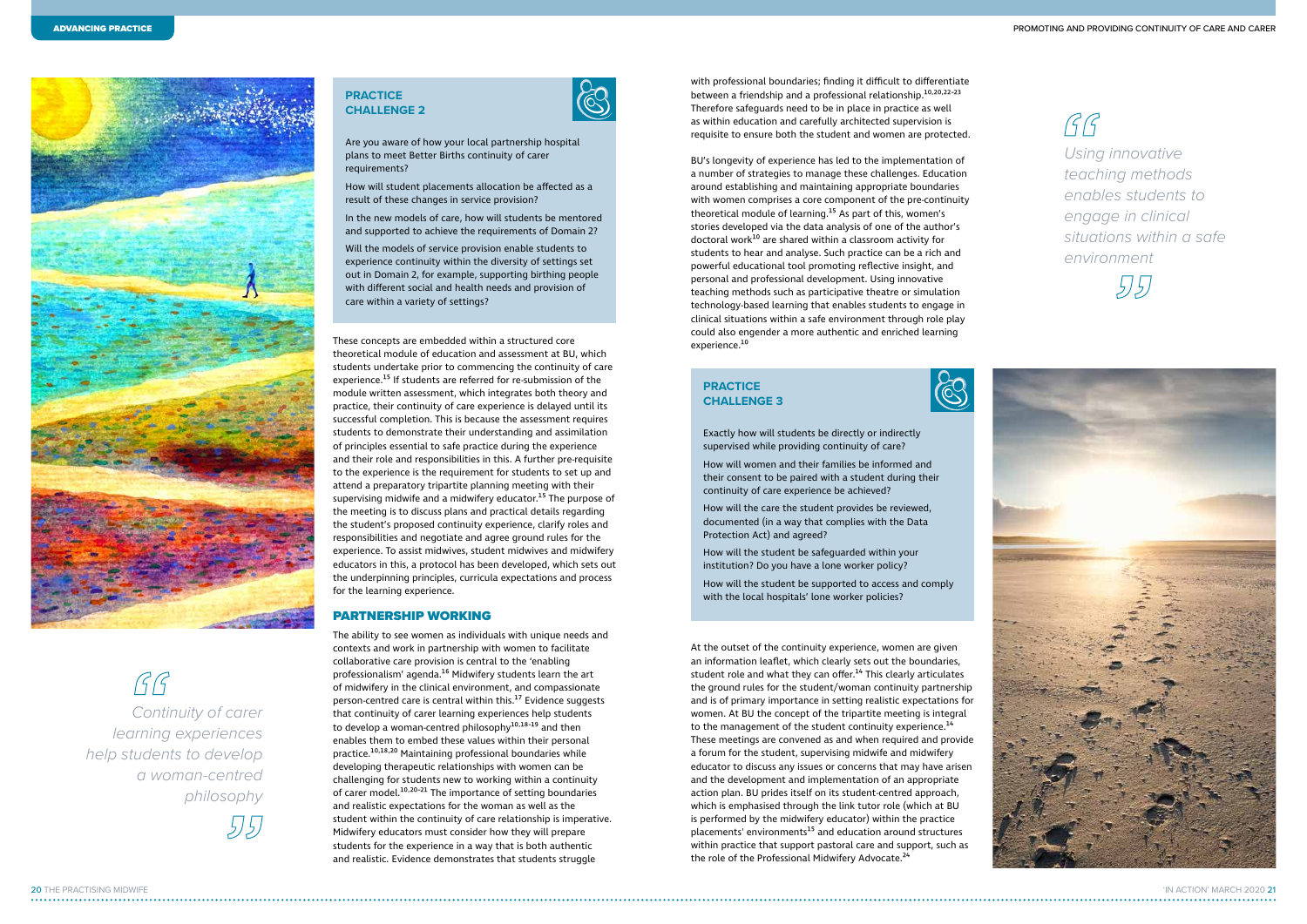## PRACTICE CHALLENGE 2

Are you aware of how your local partnership hospital plans to meet Better Births continuity of carer requirements?

How will student placements allocation be affected as a result of these changes in service provision?

In the new models of care, how will students be mentored and supported to achieve the requirements of Domain 2?

Will the models of service provision enable students to experience continuity within the diversity of settings set out in Domain 2, for example, supporting birthing people with different social and health needs and provision of care within a variety of settings?

These concepts are embedded within a structured core theoretical module of education and assessment at BU, which students undertake prior to commencing the continuity of care experience.[15] If students are referred for re-submission of the module written assessment, which integrates both theory and practice, their continuity of care experience is delayed until its successful completion. This is because the assessment requires students to demonstrate their understanding and assimilation of principles essential to safe practice during the experience and their role and responsibilities in this. A further pre-requisite to the experience is the requirement for students to set up and attend a preparatory tripartite planning meeting with their supervising midwife and a midwifery educator.[15] The purpose of the meeting is to discuss plans and practical details regarding the student's proposed continuity experience, clarify roles and responsibilities and negotiate and agree ground rules for the experience. To assist midwives, student midwives and midwifery educators in this, a protocol has been developed, which sets out the underpinning principles, curricula expectations and process for the learning experience.

> Continuity of carer learning experiences help students to develop a woman-centred philosophy

## PARTNERSHIP WORKING

The ability to see women as individuals with unique needs and contexts and work in partnership with women to facilitate collaborative care provision is central to the 'enabling professionalism' agenda.[16] Midwifery students learn the art of midwifery in the clinical environment, and compassionate person-centred care is central within this.[17] Evidence suggests that continuity of carer learning experiences help students to develop a woman-centred philosophy[10,18-19] and then enables them to embed these values within their personal practice.[10,18,20] Maintaining professional boundaries while developing therapeutic relationships with women can be challenging for students new to working within a continuity of carer model.[10,20-21] The importance of setting boundaries and realistic expectations for the woman as well as the student within the continuity of care relationship is imperative. Midwifery educators must consider how they will prepare students for the experience in a way that is both authentic and realistic. Evidence demonstrates that students struggle with professional boundaries; finding it difficult to differentiate between a friendship and a professional relationship.[10,20,22-23] Therefore safeguards need to be in place in practice as well as within education and carefully architected supervision is requisite to ensure both the student and women are protected.

BU's longevity of experience has led to the implementation of a number of strategies to manage these challenges. Education around establishing and maintaining appropriate boundaries with women comprises a core component of the pre-continuity theoretical module of learning.[15] As part of this, women's stories developed via the data analysis of one of the author's doctoral work[10] are shared within a classroom activity for students to hear and analyse. Such practice can be a rich and powerful educational tool promoting reflective insight, and personal and professional development. Using innovative teaching methods such as participative theatre or simulation technology-based learning that enables students to engage in clinical situations within a safe environment through role play could also engender a more authentic and enriched learning experience.[10]

> Using innovative teaching methods enables students to engage in clinical situations within a safe environment

## PRACTICE CHALLENGE 3

Exactly how will students be directly or indirectly supervised while providing continuity of care?

How will women and their families be informed and their consent to be paired with a student during their continuity of care experience be achieved?

How will the care the student provides be reviewed, documented (in a way that complies with the Data Protection Act) and agreed?

How will the student be safeguarded within your institution? Do you have a lone worker policy?

How will the student be supported to access and comply with the local hospitals' lone worker policies?

At the outset of the continuity experience, women are given an information leaflet, which clearly sets out the boundaries, student role and what they can offer.[14] This clearly articulates the ground rules for the student/woman continuity partnership and is of primary importance in setting realistic expectations for women. At BU the concept of the tripartite meeting is integral to the management of the student continuity experience.[14] These meetings are convened as and when required and provide a forum for the student, supervising midwife and midwifery educator to discuss any issues or concerns that may have arisen and the development and implementation of an appropriate action plan. BU prides itself on its student-centred approach, which is emphasised through the link tutor role (which at BU is performed by the midwifery educator) within the practice placements' environments[15] and education around structures within practice that support pastoral care and support, such as the role of the Professional Midwifery Advocate.[24]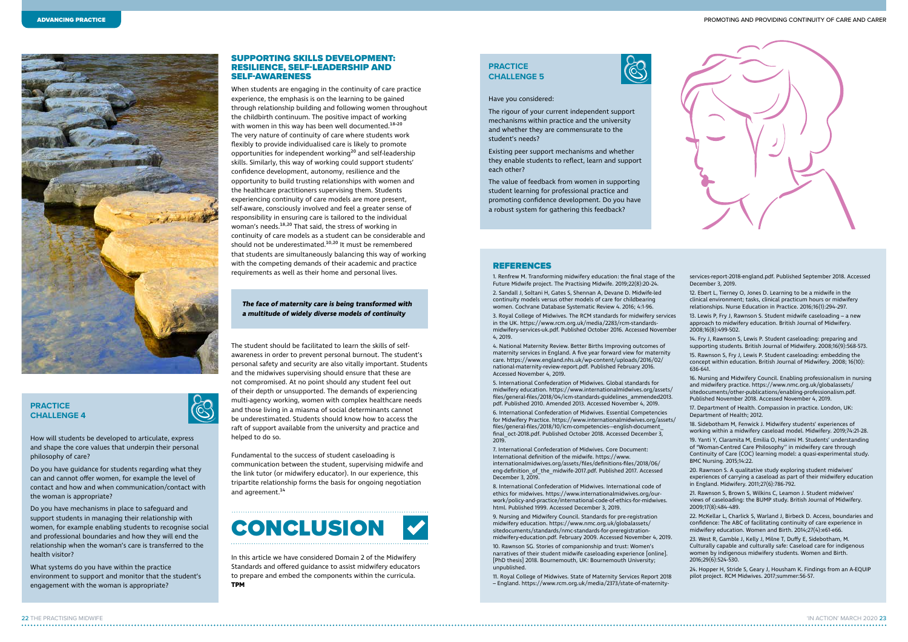## PRACTICE CHALLENGE 4

How will students be developed to articulate, express and shape the core values that underpin their personal philosophy of care?

Do you have guidance for students regarding what they can and cannot offer women, for example the level of contact and how and when communication/contact with the woman is appropriate?

Do you have mechanisms in place to safeguard and support students in managing their relationship with women, for example enabling students to recognise social and professional boundaries and how they will end the relationship when the woman's care is transferred to the health visitor?

What systems do you have within the practice environment to support and monitor that the student's engagement with the woman is appropriate?

## SUPPORTING SKILLS DEVELOPMENT: RESILIENCE, SELF-LEADERSHIP AND SELF-AWARENESS

When students are engaging in the continuity of care practice experience, the emphasis is on the learning to be gained through relationship building and following women throughout the childbirth continuum. The positive impact of working with women in this way has been well documented.[18-20] The very nature of continuity of care where students work flexibly to provide individualised care is likely to promote opportunities for independent working[20] and self-leadership skills. Similarly, this way of working could support students' confidence development, autonomy, resilience and the opportunity to build trusting relationships with women and the healthcare practitioners supervising them. Students experiencing continuity of care models are more present, self-aware, consciously involved and feel a greater sense of responsibility in ensuring care is tailored to the individual woman's needs.[18,20] That said, the stress of working in continuity of care models as a student can be considerable and should not be underestimated.[10,20] It must be remembered that students are simultaneously balancing this way of working with the competing demands of their academic and practice requirements as well as their home and personal lives.

***The face of maternity care is being transformed with a multitude of widely diverse models of continuity***

The student should be facilitated to learn the skills of self-awareness in order to prevent personal burnout. The student's personal safety and security are also vitally important. Students and the midwives supervising should ensure that these are not compromised. At no point should any student feel out of their depth or unsupported. The demands of experiencing multi-agency working, women with complex healthcare needs and those living in a miasma of social determinants cannot be underestimated. Students should know how to access the raft of support available from the university and practice and helped to do so.

Fundamental to the success of student caseloading is communication between the student, supervising midwife and the link tutor (or midwifery educator). In our experience, this tripartite relationship forms the basis for ongoing negotiation and agreement.[14]

## CONCLUSION

In this article we have considered Domain 2 of the Midwifery Standards and offered guidance to assist midwifery educators to prepare and embed the components within the curricula. **TPM**

## PRACTICE CHALLENGE 5

Have you considered:

The rigour of your current independent support mechanisms within practice and the university and whether they are commensurate to the student's needs?

Existing peer support mechanisms and whether they enable students to reflect, learn and support each other?

The value of feedback from women in supporting student learning for professional practice and promoting confidence development. Do you have a robust system for gathering this feedback?

## REFERENCES

1. Renfrew M. Transforming midwifery education: the final stage of the Future Midwife project. The Practising Midwife. 2019;22(8):20-24.
2. Sandall J, Soltani H, Gates S, Shennan A, Devane D. Midwife-led continuity models versus other models of care for childbearing women. Cochrane Database Systematic Review 4. 2016; 4:1-96.
3. Royal College of Midwives. The RCM standards for midwifery services in the UK. https://www.rcm.org.uk/media/2283/rcm-standards-midwifery-services-uk.pdf. Published October 2016. Accessed November 4, 2019.
4. National Maternity Review. Better Births Improving outcomes of maternity services in England. A five year forward view for maternity care. https://www.england.nhs.uk/wp-content/uploads/2016/02/national-maternity-review-report.pdf. Published February 2016. Accessed November 4, 2019.
5. International Confederation of Midwives. Global standards for midwifery education. https://www.internationalmidwives.org/assets/files/general-files/2018/04/icm-standards-guidelines_ammended2013.pdf. Published 2010. Amended 2013. Accessed November 4, 2019.
6. International Confederation of Midwives. Essential Competencies for Midwifery Practice. https://www.internationalmidwives.org/assets/files/general-files/2018/10/icm-competencies---english-document_final_oct-2018.pdf. Published October 2018. Accessed December 3, 2019.
7. International Confederation of Midwives. Core Document: International definition of the midwife. https://www.internationalmidwives.org/assets/files/definitions-files/2018/06/eng-definition_of_the_midwife-2017.pdf. Published 2017. Accessed December 3, 2019.
8. International Confederation of Midwives. International code of ethics for midwives. https://www.internationalmidwives.org/our-work/policy-and-practice/international-code-of-ethics-for-midwives.html. Published 1999. Accessed December 3, 2019.
9. Nursing and Midwifery Council. Standards for pre-registration midwifery education. https://www.nmc.org.uk/globalassets/sitedocuments/standards/nmc-standards-for-preregistration-midwifery-education.pdf. February 2009. Accessed November 4, 2019.
10. Rawnson SG. Stories of companionship and trust: Women's narratives of their student midwife caseloading experience [online]. [PhD thesis] 2018. Bournemouth, UK: Bournemouth University; unpublished.
11. Royal College of Midwives. State of Maternity Services Report 2018 – England. https://www.rcm.org.uk/media/2373/state-of-maternity-services-report-2018-england.pdf. Published September 2018. Accessed December 3, 2019.
12. Ebert L, Tierney O, Jones D. Learning to be a midwife in the clinical environment; tasks, clinical practicum hours or midwifery relationships. Nurse Education in Practice. 2016;16(1):294-297.
13. Lewis P, Fry J, Rawnson S. Student midwife caseloading – a new approach to midwifery education. British Journal of Midwifery. 2008;16(8):499-502.
14. Fry J, Rawnson S, Lewis P. Student caseloading: preparing and supporting students. British Journal of Midwifery. 2008;16(9):568-573.
15. Rawnson S, Fry J, Lewis P. Student caseloading: embedding the concept within education. British Journal of Midwifery. 2008; 16(10): 636-641.
16. Nursing and Midwifery Council. Enabling professionalism in nursing and midwifery practice. https://www.nmc.org.uk/globalassets/sitedocuments/other-publications/enabling-professionalism.pdf. Published November 2018. Accessed November 4, 2019.
17. Department of Health. Compassion in practice. London, UK: Department of Health; 2012.
18. Sidebotham M, Fenwick J. Midwifery students' experiences of working within a midwifery caseload model. Midwifery. 2019;74:21-28.
19. Yanti Y, Claramita M, Emilia O, Hakimi M. Students' understanding of "Woman-Centred Care Philosophy" in midwifery care through Continuity of Care (COC) learning model: a quasi-experimental study. BMC Nursing. 2015;14:22.
20. Rawnson S. A qualitative study exploring student midwives' experiences of carrying a caseload as part of their midwifery education in England. Midwifery. 2011;27(6):786-792.
21. Rawnson S, Brown S, Wilkins C, Leamon J. Student midwives' views of caseloading: the BUMP study. British Journal of Midwifery. 2009;17(8):484-489.
22. McKellar L, Charlick S, Warland J, Birbeck D. Access, boundaries and confidence: The ABC of facilitating continuity of care experience in midwifery education. Women and Birth. 2014;27(4):e61-e66.
23. West R, Gamble J, Kelly J, Milne T, Duffy E, Sidebotham, M. Culturally capable and culturally safe: Caseload care for indigenous women by indigenous midwifery students. Women and Birth. 2016;29(6):524-530.
24. Hopper H, Stride S, Geary J, Housham K. Findings from an A-EQUIP pilot project. RCM Midwives. 2017;summer:56-57.